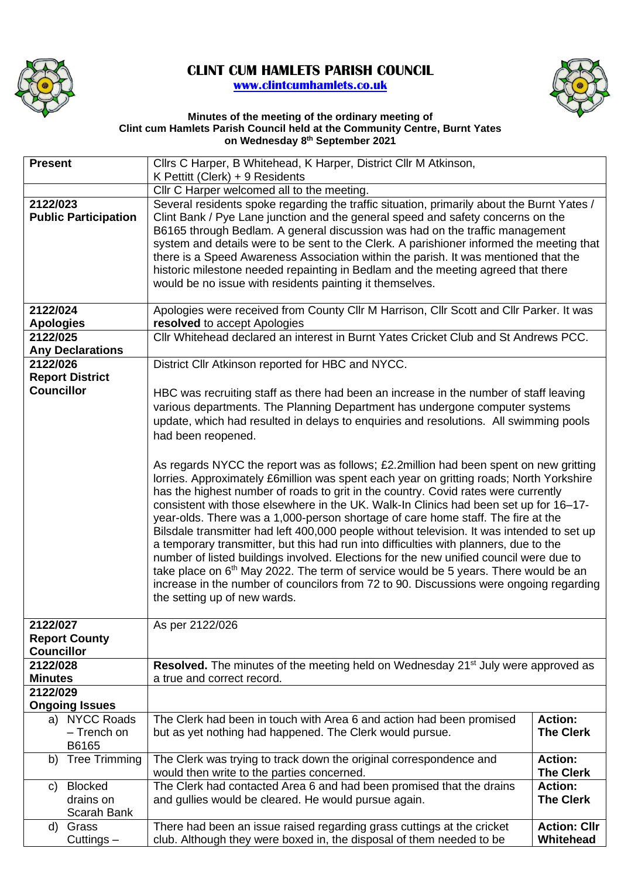# CLINT CUM HAMLETS PARISH COUNCIL

**www.clintcumhamlets.co.uk**

**Minutes of the meeting of the ordinary meeting of Clint cum Hamlets Parish Council held at the Community Centre, Burnt Yates on Wednesday 8th September 2021**

| | | |
|---|---|---|
| **Present** | Cllrs C Harper, B Whitehead, K Harper, District Cllr M Atkinson, K Pettitt (Clerk) + 9 Residents | |
| | Cllr C Harper welcomed all to the meeting. | |
| **2122/023 Public Participation** | Several residents spoke regarding the traffic situation, primarily about the Burnt Yates / Clint Bank / Pye Lane junction and the general speed and safety concerns on the B6165 through Bedlam. A general discussion was had on the traffic management system and details were to be sent to the Clerk. A parishioner informed the meeting that there is a Speed Awareness Association within the parish. It was mentioned that the historic milestone needed repainting in Bedlam and the meeting agreed that there would be no issue with residents painting it themselves. | |
| **2122/024 Apologies** | Apologies were received from County Cllr M Harrison, Cllr Scott and Cllr Parker. It was **resolved** to accept Apologies | |
| **2122/025 Any Declarations** | Cllr Whitehead declared an interest in Burnt Yates Cricket Club and St Andrews PCC. | |
| **2122/026 Report District Councillor** | District Cllr Atkinson reported for HBC and NYCC.<br><br>HBC was recruiting staff as there had been an increase in the number of staff leaving various departments. The Planning Department has undergone computer systems update, which had resulted in delays to enquiries and resolutions. All swimming pools had been reopened.<br><br>As regards NYCC the report was as follows; £2.2million had been spent on new gritting lorries. Approximately £6million was spent each year on gritting roads; North Yorkshire has the highest number of roads to grit in the country. Covid rates were currently consistent with those elsewhere in the UK. Walk-In Clinics had been set up for 16–17-year-olds. There was a 1,000-person shortage of care home staff. The fire at the Bilsdale transmitter had left 400,000 people without television. It was intended to set up a temporary transmitter, but this had run into difficulties with planners, due to the number of listed buildings involved. Elections for the new unified council were due to take place on 6th May 2022. The term of service would be 5 years. There would be an increase in the number of councilors from 72 to 90. Discussions were ongoing regarding the setting up of new wards. | |
| **2122/027 Report County Councillor** | As per 2122/026 | |
| **2122/028 Minutes** | **Resolved.** The minutes of the meeting held on Wednesday 21st July were approved as a true and correct record. | |
| **2122/029 Ongoing Issues** | | |
| a) NYCC Roads – Trench on B6165 | The Clerk had been in touch with Area 6 and action had been promised but as yet nothing had happened. The Clerk would pursue. | **Action: The Clerk** |
| b) Tree Trimming | The Clerk was trying to track down the original correspondence and would then write to the parties concerned. | **Action: The Clerk** |
| c) Blocked drains on Scarah Bank | The Clerk had contacted Area 6 and had been promised that the drains and gullies would be cleared. He would pursue again. | **Action: The Clerk** |
| d) Grass Cuttings – | There had been an issue raised regarding grass cuttings at the cricket club. Although they were boxed in, the disposal of them needed to be | **Action: Cllr Whitehead** |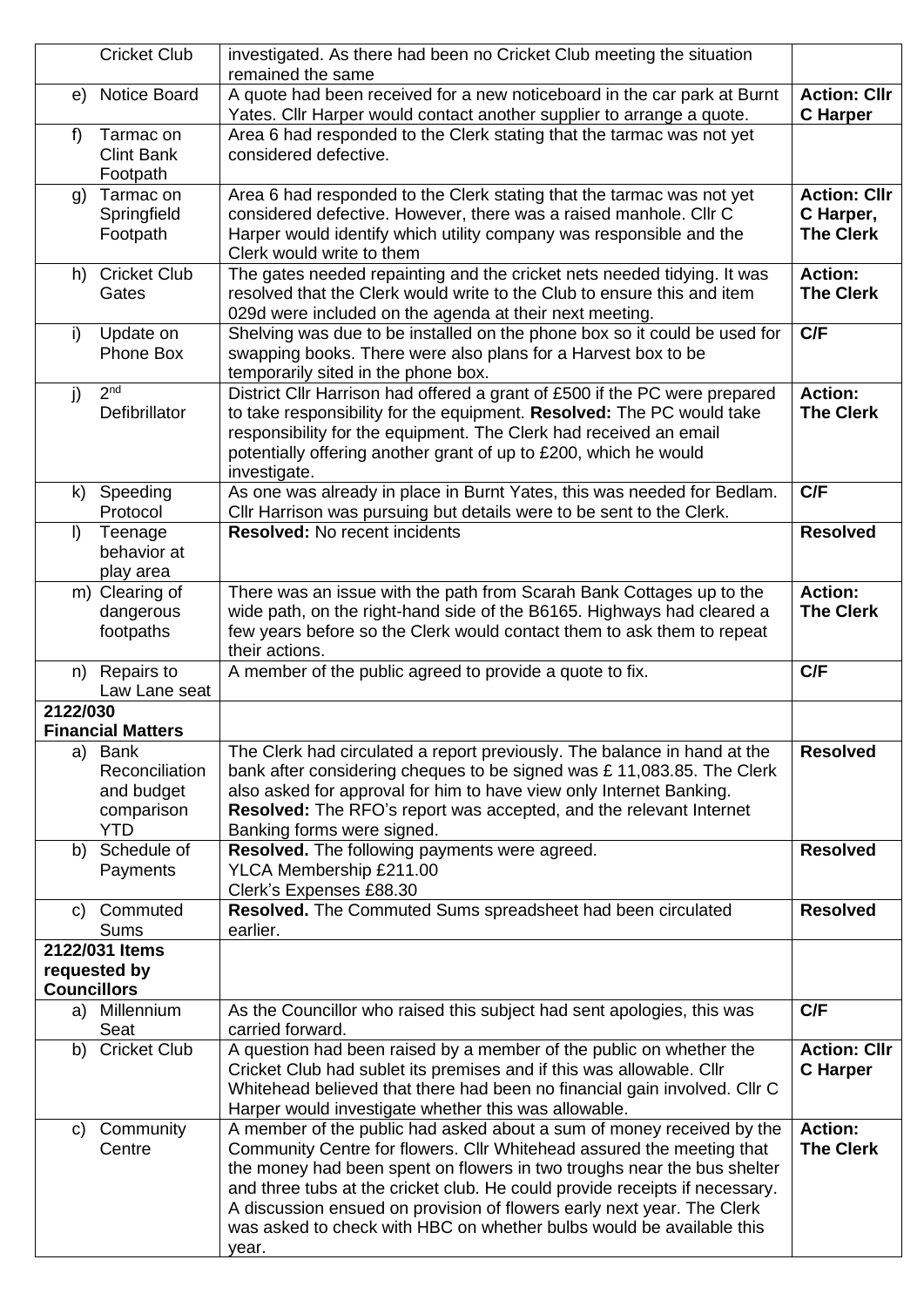| | | |
|---|---|---|
| Cricket Club | investigated. As there had been no Cricket Club meeting the situation remained the same | |
| e) Notice Board | A quote had been received for a new noticeboard in the car park at Burnt Yates. Cllr Harper would contact another supplier to arrange a quote. | **Action: Cllr C Harper** |
| f) Tarmac on Clint Bank Footpath | Area 6 had responded to the Clerk stating that the tarmac was not yet considered defective. | |
| g) Tarmac on Springfield Footpath | Area 6 had responded to the Clerk stating that the tarmac was not yet considered defective. However, there was a raised manhole. Cllr C Harper would identify which utility company was responsible and the Clerk would write to them | **Action: Cllr C Harper, The Clerk** |
| h) Cricket Club Gates | The gates needed repainting and the cricket nets needed tidying. It was resolved that the Clerk would write to the Club to ensure this and item 029d were included on the agenda at their next meeting. | **Action: The Clerk** |
| i) Update on Phone Box | Shelving was due to be installed on the phone box so it could be used for swapping books. There were also plans for a Harvest box to be temporarily sited in the phone box. | **C/F** |
| j) 2nd Defibrillator | District Cllr Harrison had offered a grant of £500 if the PC were prepared to take responsibility for the equipment. **Resolved:** The PC would take responsibility for the equipment. The Clerk had received an email potentially offering another grant of up to £200, which he would investigate. | **Action: The Clerk** |
| k) Speeding Protocol | As one was already in place in Burnt Yates, this was needed for Bedlam. Cllr Harrison was pursuing but details were to be sent to the Clerk. | **C/F** |
| l) Teenage behavior at play area | **Resolved:** No recent incidents | **Resolved** |
| m) Clearing of dangerous footpaths | There was an issue with the path from Scarah Bank Cottages up to the wide path, on the right-hand side of the B6165. Highways had cleared a few years before so the Clerk would contact them to ask them to repeat their actions. | **Action: The Clerk** |
| n) Repairs to Law Lane seat | A member of the public agreed to provide a quote to fix. | **C/F** |
| **2122/030 Financial Matters** | | |
| a) Bank Reconciliation and budget comparison YTD | The Clerk had circulated a report previously. The balance in hand at the bank after considering cheques to be signed was £ 11,083.85. The Clerk also asked for approval for him to have view only Internet Banking. **Resolved:** The RFO's report was accepted, and the relevant Internet Banking forms were signed. | **Resolved** |
| b) Schedule of Payments | **Resolved.** The following payments were agreed.<br>YLCA Membership £211.00<br>Clerk's Expenses £88.30 | **Resolved** |
| c) Commuted Sums | **Resolved.** The Commuted Sums spreadsheet had been circulated earlier. | **Resolved** |
| **2122/031 Items requested by Councillors** | | |
| a) Millennium Seat | As the Councillor who raised this subject had sent apologies, this was carried forward. | **C/F** |
| b) Cricket Club | A question had been raised by a member of the public on whether the Cricket Club had sublet its premises and if this was allowable. Cllr Whitehead believed that there had been no financial gain involved. Cllr C Harper would investigate whether this was allowable. | **Action: Cllr C Harper** |
| c) Community Centre | A member of the public had asked about a sum of money received by the Community Centre for flowers. Cllr Whitehead assured the meeting that the money had been spent on flowers in two troughs near the bus shelter and three tubs at the cricket club. He could provide receipts if necessary. A discussion ensued on provision of flowers early next year. The Clerk was asked to check with HBC on whether bulbs would be available this year. | **Action: The Clerk** |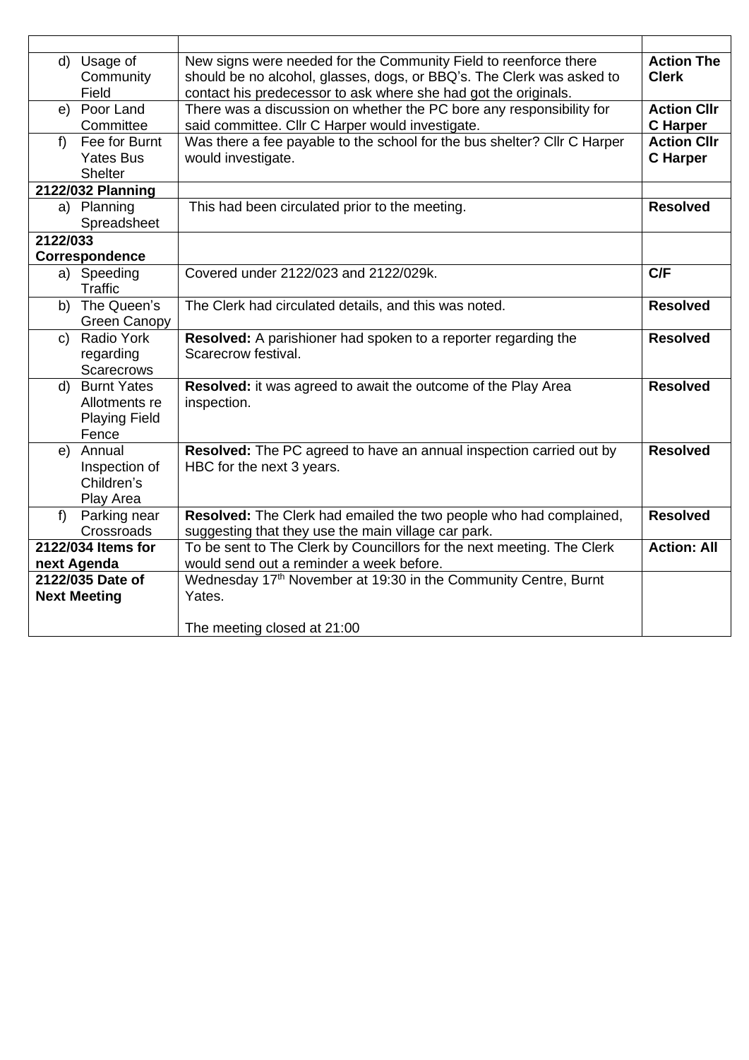| | | |
|---|---|---|
| d) Usage of Community Field | New signs were needed for the Community Field to reenforce there should be no alcohol, glasses, dogs, or BBQ's. The Clerk was asked to contact his predecessor to ask where she had got the originals. | **Action The Clerk** |
| e) Poor Land Committee | There was a discussion on whether the PC bore any responsibility for said committee. Cllr C Harper would investigate. | **Action Cllr C Harper** |
| f) Fee for Burnt Yates Bus Shelter | Was there a fee payable to the school for the bus shelter? Cllr C Harper would investigate. | **Action Cllr C Harper** |
| **2122/032 Planning** | | |
| a) Planning Spreadsheet | This had been circulated prior to the meeting. | **Resolved** |
| **2122/033 Correspondence** | | |
| a) Speeding Traffic | Covered under 2122/023 and 2122/029k. | **C/F** |
| b) The Queen's Green Canopy | The Clerk had circulated details, and this was noted. | **Resolved** |
| c) Radio York regarding Scarecrows | **Resolved:** A parishioner had spoken to a reporter regarding the Scarecrow festival. | **Resolved** |
| d) Burnt Yates Allotments re Playing Field Fence | **Resolved:** it was agreed to await the outcome of the Play Area inspection. | **Resolved** |
| e) Annual Inspection of Children's Play Area | **Resolved:** The PC agreed to have an annual inspection carried out by HBC for the next 3 years. | **Resolved** |
| f) Parking near Crossroads | **Resolved:** The Clerk had emailed the two people who had complained, suggesting that they use the main village car park. | **Resolved** |
| **2122/034 Items for next Agenda** | To be sent to The Clerk by Councillors for the next meeting. The Clerk would send out a reminder a week before. | **Action: All** |
| **2122/035 Date of Next Meeting** | Wednesday 17th November at 19:30 in the Community Centre, Burnt Yates.<br><br>The meeting closed at 21:00 | |